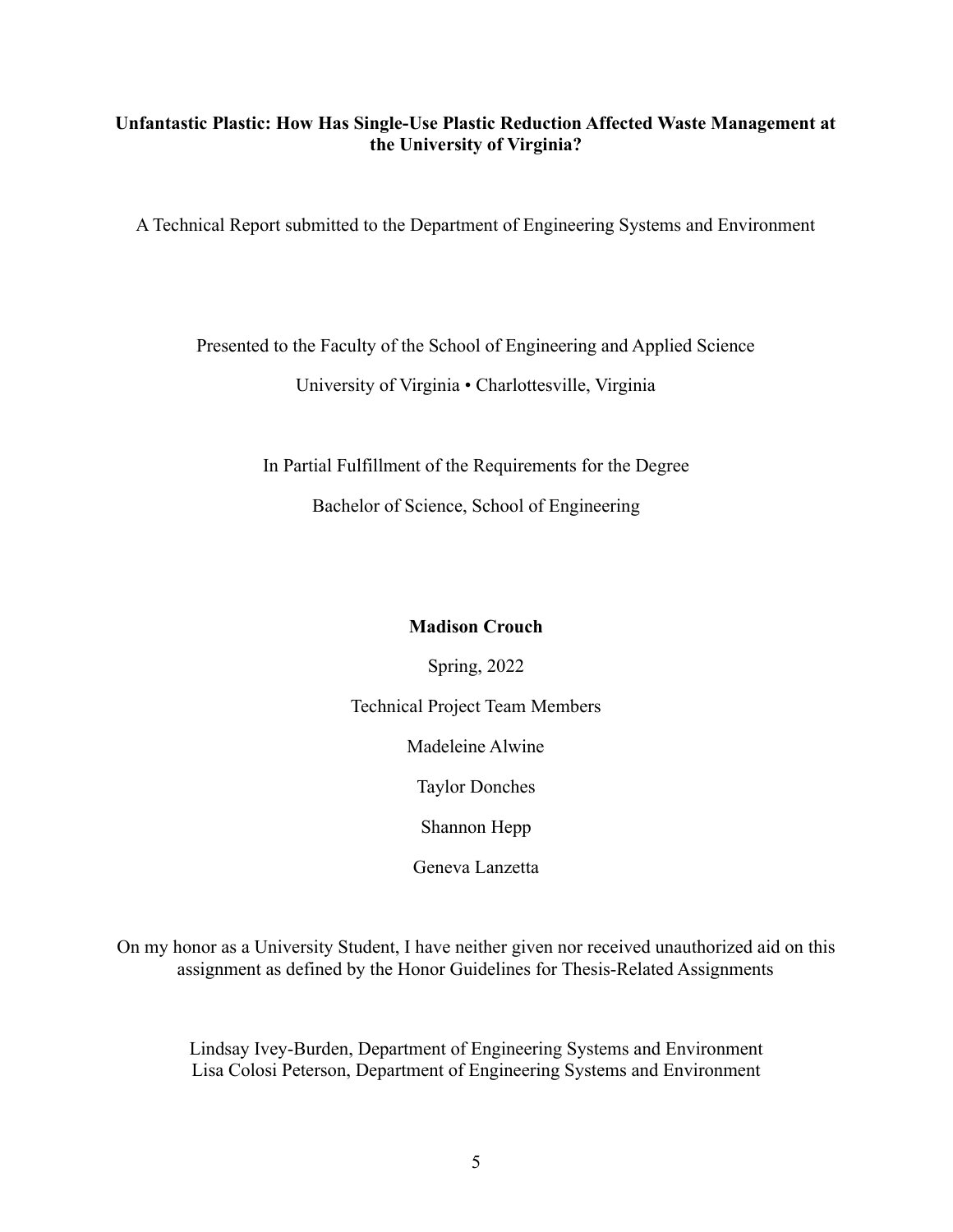**Unfantastic Plastic: How Has Single-Use Plastic Reduction Affected Waste Management at the University of Virginia?**

A Technical Report submitted to the Department of Engineering Systems and Environment

Presented to the Faculty of the School of Engineering and Applied Science

University of Virginia • Charlottesville, Virginia

In Partial Fulfillment of the Requirements for the Degree

Bachelor of Science, School of Engineering

**Madison Crouch**

Spring, 2022

Technical Project Team Members

Madeleine Alwine

Taylor Donches

Shannon Hepp

Geneva Lanzetta

On my honor as a University Student, I have neither given nor received unauthorized aid on this assignment as defined by the Honor Guidelines for Thesis-Related Assignments

Lindsay Ivey-Burden, Department of Engineering Systems and Environment
Lisa Colosi Peterson, Department of Engineering Systems and Environment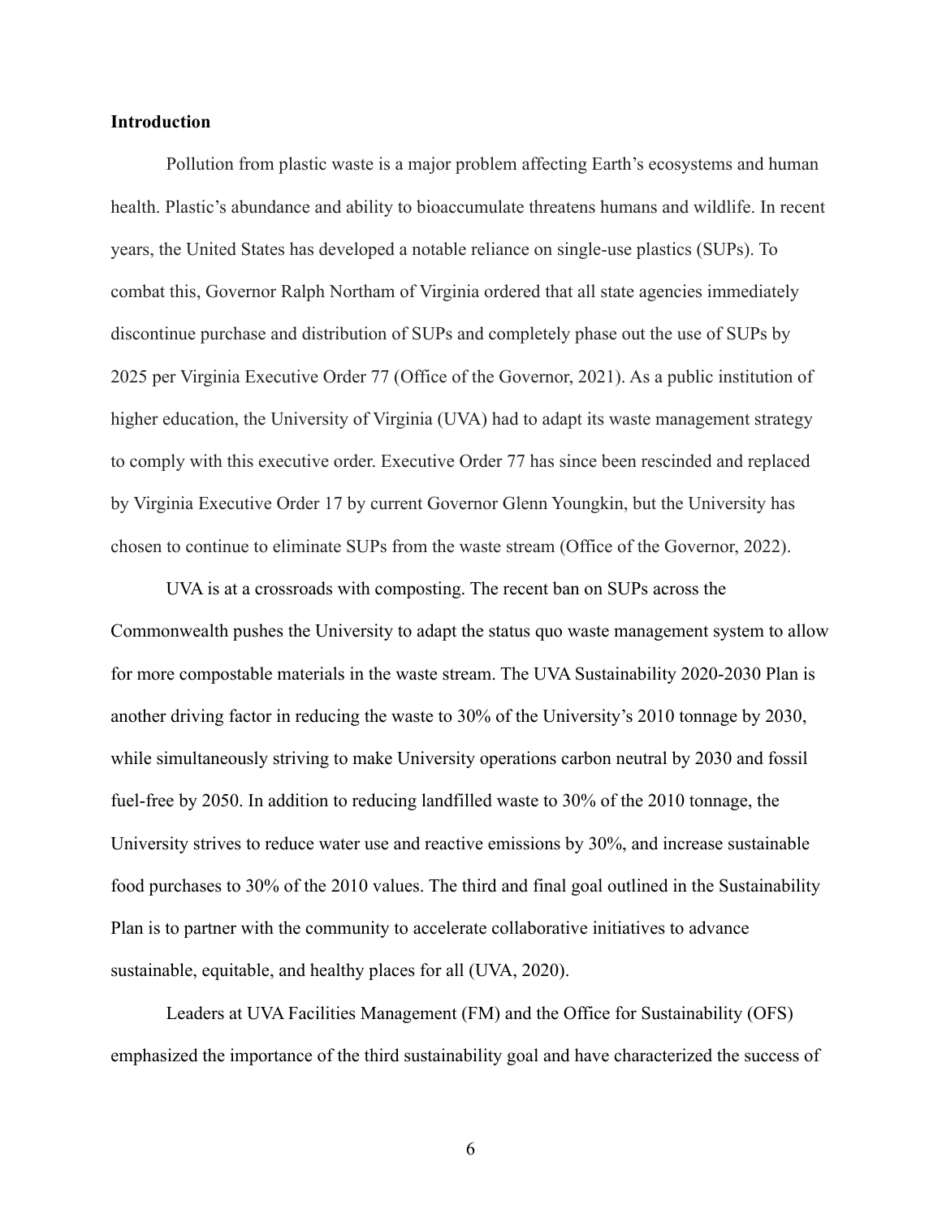**Introduction**

Pollution from plastic waste is a major problem affecting Earth's ecosystems and human health. Plastic's abundance and ability to bioaccumulate threatens humans and wildlife. In recent years, the United States has developed a notable reliance on single-use plastics (SUPs). To combat this, Governor Ralph Northam of Virginia ordered that all state agencies immediately discontinue purchase and distribution of SUPs and completely phase out the use of SUPs by 2025 per Virginia Executive Order 77 (Office of the Governor, 2021). As a public institution of higher education, the University of Virginia (UVA) had to adapt its waste management strategy to comply with this executive order. Executive Order 77 has since been rescinded and replaced by Virginia Executive Order 17 by current Governor Glenn Youngkin, but the University has chosen to continue to eliminate SUPs from the waste stream (Office of the Governor, 2022).

UVA is at a crossroads with composting. The recent ban on SUPs across the Commonwealth pushes the University to adapt the status quo waste management system to allow for more compostable materials in the waste stream. The UVA Sustainability 2020-2030 Plan is another driving factor in reducing the waste to 30% of the University's 2010 tonnage by 2030, while simultaneously striving to make University operations carbon neutral by 2030 and fossil fuel-free by 2050. In addition to reducing landfilled waste to 30% of the 2010 tonnage, the University strives to reduce water use and reactive emissions by 30%, and increase sustainable food purchases to 30% of the 2010 values. The third and final goal outlined in the Sustainability Plan is to partner with the community to accelerate collaborative initiatives to advance sustainable, equitable, and healthy places for all (UVA, 2020).

Leaders at UVA Facilities Management (FM) and the Office for Sustainability (OFS) emphasized the importance of the third sustainability goal and have characterized the success of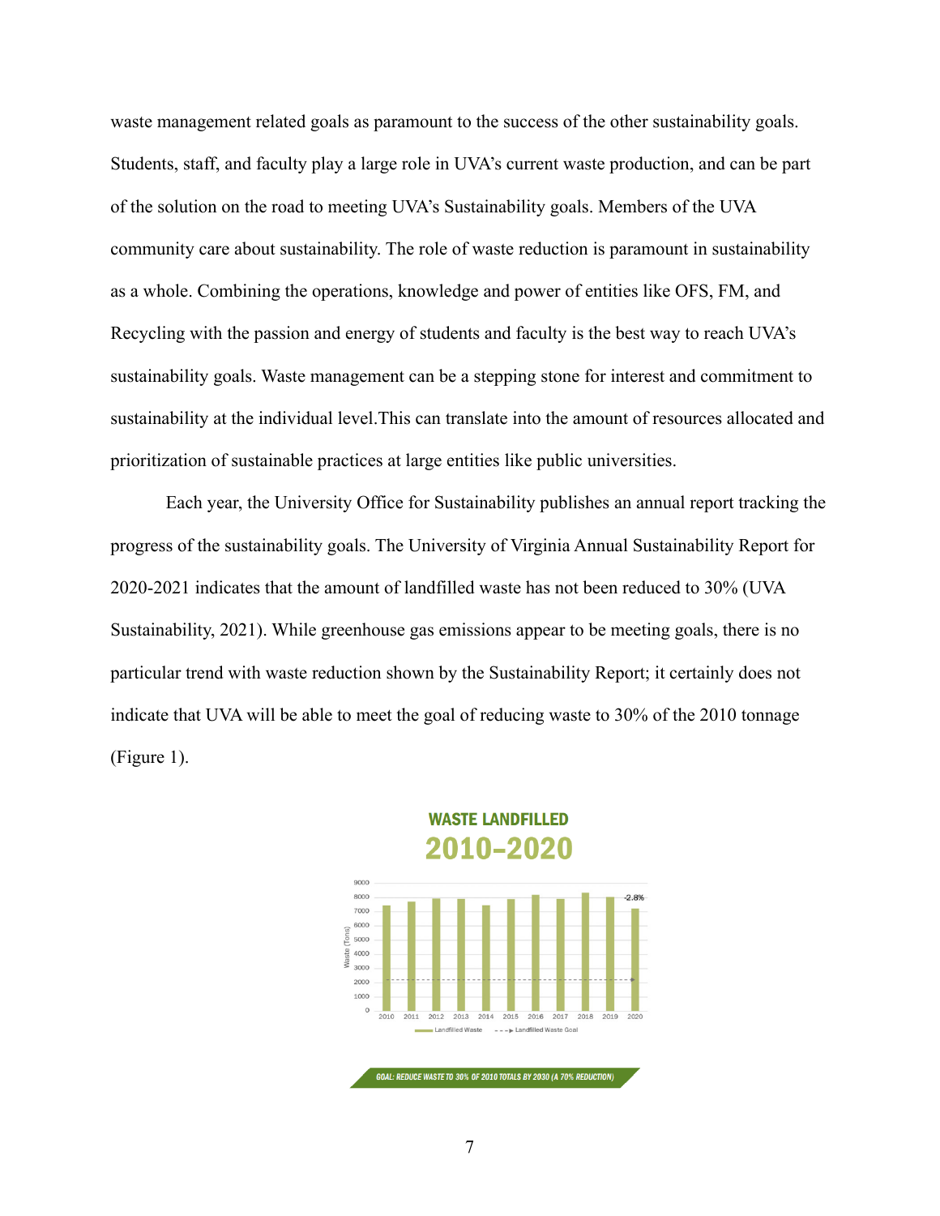waste management related goals as paramount to the success of the other sustainability goals. Students, staff, and faculty play a large role in UVA's current waste production, and can be part of the solution on the road to meeting UVA's Sustainability goals. Members of the UVA community care about sustainability. The role of waste reduction is paramount in sustainability as a whole. Combining the operations, knowledge and power of entities like OFS, FM, and Recycling with the passion and energy of students and faculty is the best way to reach UVA's sustainability goals. Waste management can be a stepping stone for interest and commitment to sustainability at the individual level.This can translate into the amount of resources allocated and prioritization of sustainable practices at large entities like public universities.

Each year, the University Office for Sustainability publishes an annual report tracking the progress of the sustainability goals. The University of Virginia Annual Sustainability Report for 2020-2021 indicates that the amount of landfilled waste has not been reduced to 30% (UVA Sustainability, 2021). While greenhouse gas emissions appear to be meeting goals, there is no particular trend with waste reduction shown by the Sustainability Report; it certainly does not indicate that UVA will be able to meet the goal of reducing waste to 30% of the 2010 tonnage (Figure 1).

**WASTE LANDFILLED**
**2010–2020**

GOAL: REDUCE WASTE TO 30% OF 2010 TOTALS BY 2030 (A 70% REDUCTION)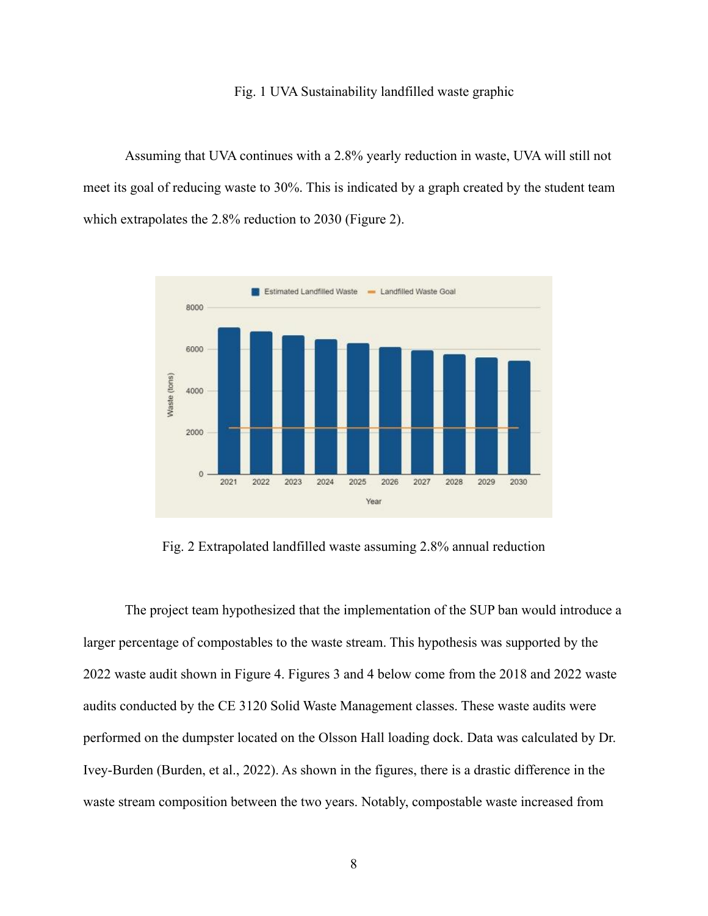Fig. 1 UVA Sustainability landfilled waste graphic

Assuming that UVA continues with a 2.8% yearly reduction in waste, UVA will still not meet its goal of reducing waste to 30%. This is indicated by a graph created by the student team which extrapolates the 2.8% reduction to 2030 (Figure 2).

Fig. 2 Extrapolated landfilled waste assuming 2.8% annual reduction

The project team hypothesized that the implementation of the SUP ban would introduce a larger percentage of compostables to the waste stream. This hypothesis was supported by the 2022 waste audit shown in Figure 4. Figures 3 and 4 below come from the 2018 and 2022 waste audits conducted by the CE 3120 Solid Waste Management classes. These waste audits were performed on the dumpster located on the Olsson Hall loading dock. Data was calculated by Dr. Ivey-Burden (Burden, et al., 2022). As shown in the figures, there is a drastic difference in the waste stream composition between the two years. Notably, compostable waste increased from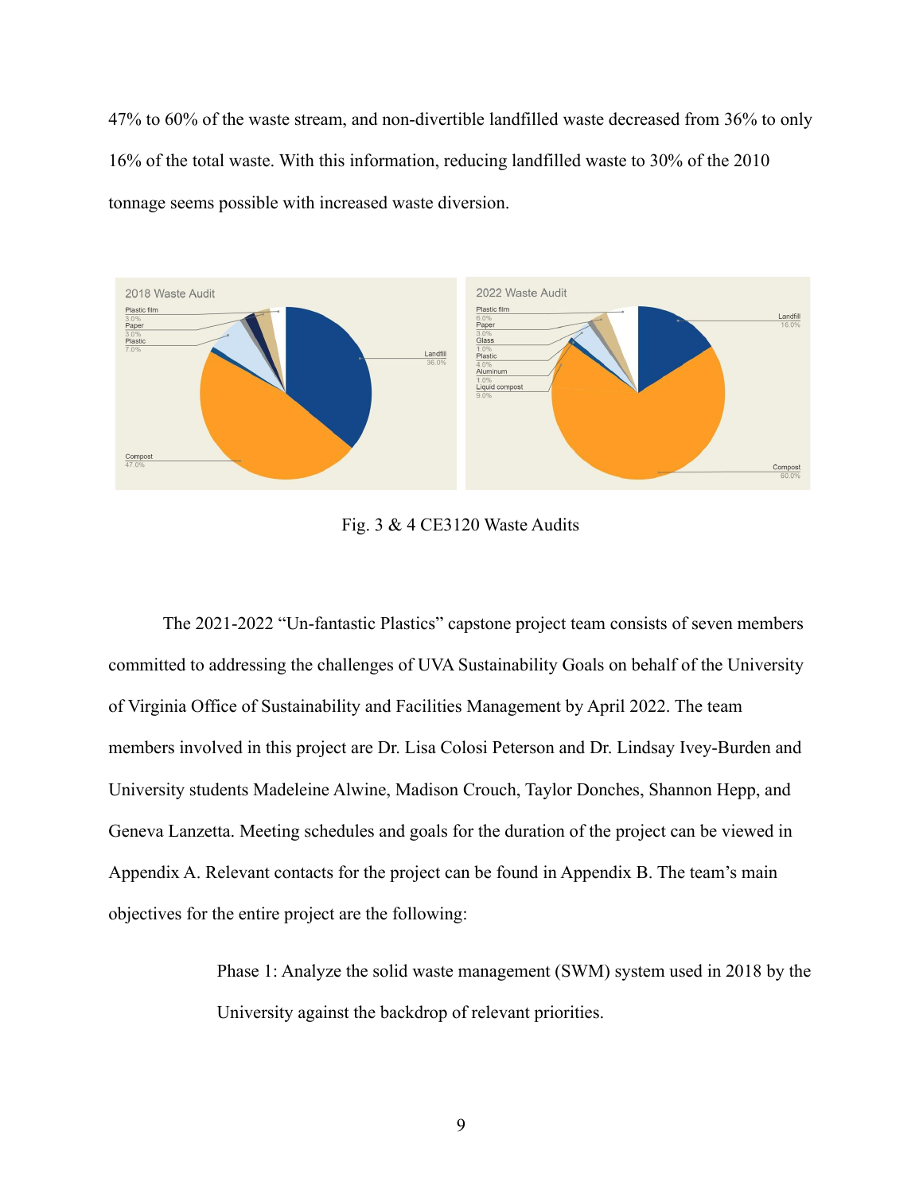47% to 60% of the waste stream, and non-divertible landfilled waste decreased from 36% to only 16% of the total waste. With this information, reducing landfilled waste to 30% of the 2010 tonnage seems possible with increased waste diversion.

Fig. 3 & 4 CE3120 Waste Audits

The 2021-2022 "Un-fantastic Plastics" capstone project team consists of seven members committed to addressing the challenges of UVA Sustainability Goals on behalf of the University of Virginia Office of Sustainability and Facilities Management by April 2022. The team members involved in this project are Dr. Lisa Colosi Peterson and Dr. Lindsay Ivey-Burden and University students Madeleine Alwine, Madison Crouch, Taylor Donches, Shannon Hepp, and Geneva Lanzetta. Meeting schedules and goals for the duration of the project can be viewed in Appendix A. Relevant contacts for the project can be found in Appendix B. The team's main objectives for the entire project are the following:

> Phase 1: Analyze the solid waste management (SWM) system used in 2018 by the University against the backdrop of relevant priorities.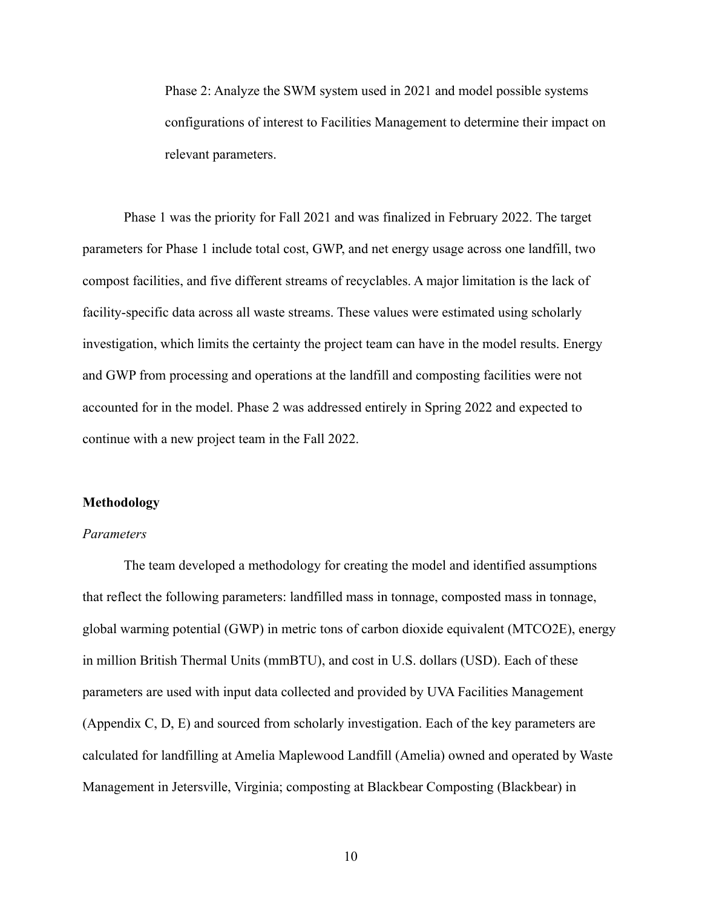Phase 2: Analyze the SWM system used in 2021 and model possible systems configurations of interest to Facilities Management to determine their impact on relevant parameters.

Phase 1 was the priority for Fall 2021 and was finalized in February 2022. The target parameters for Phase 1 include total cost, GWP, and net energy usage across one landfill, two compost facilities, and five different streams of recyclables. A major limitation is the lack of facility-specific data across all waste streams. These values were estimated using scholarly investigation, which limits the certainty the project team can have in the model results. Energy and GWP from processing and operations at the landfill and composting facilities were not accounted for in the model. Phase 2 was addressed entirely in Spring 2022 and expected to continue with a new project team in the Fall 2022.

## Methodology

### *Parameters*

The team developed a methodology for creating the model and identified assumptions that reflect the following parameters: landfilled mass in tonnage, composted mass in tonnage, global warming potential (GWP) in metric tons of carbon dioxide equivalent (MTCO2E), energy in million British Thermal Units (mmBTU), and cost in U.S. dollars (USD). Each of these parameters are used with input data collected and provided by UVA Facilities Management (Appendix C, D, E) and sourced from scholarly investigation. Each of the key parameters are calculated for landfilling at Amelia Maplewood Landfill (Amelia) owned and operated by Waste Management in Jetersville, Virginia; composting at Blackbear Composting (Blackbear) in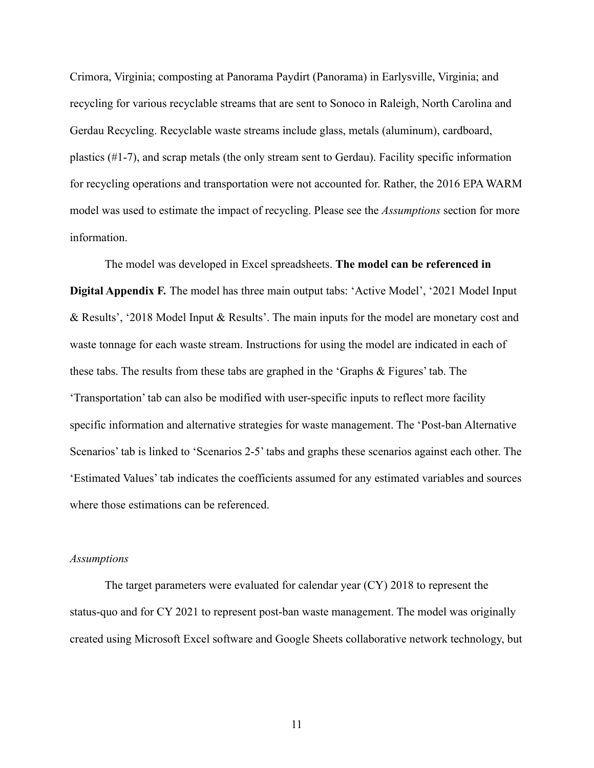Crimora, Virginia; composting at Panorama Paydirt (Panorama) in Earlysville, Virginia; and recycling for various recyclable streams that are sent to Sonoco in Raleigh, North Carolina and Gerdau Recycling. Recyclable waste streams include glass, metals (aluminum), cardboard, plastics (#1-7), and scrap metals (the only stream sent to Gerdau). Facility specific information for recycling operations and transportation were not accounted for. Rather, the 2016 EPA WARM model was used to estimate the impact of recycling. Please see the *Assumptions* section for more information.

The model was developed in Excel spreadsheets. **The model can be referenced in Digital Appendix F.** The model has three main output tabs: 'Active Model', '2021 Model Input & Results', '2018 Model Input & Results'. The main inputs for the model are monetary cost and waste tonnage for each waste stream. Instructions for using the model are indicated in each of these tabs. The results from these tabs are graphed in the 'Graphs & Figures' tab. The 'Transportation' tab can also be modified with user-specific inputs to reflect more facility specific information and alternative strategies for waste management. The 'Post-ban Alternative Scenarios' tab is linked to 'Scenarios 2-5' tabs and graphs these scenarios against each other. The 'Estimated Values' tab indicates the coefficients assumed for any estimated variables and sources where those estimations can be referenced.

*Assumptions*

The target parameters were evaluated for calendar year (CY) 2018 to represent the status-quo and for CY 2021 to represent post-ban waste management. The model was originally created using Microsoft Excel software and Google Sheets collaborative network technology, but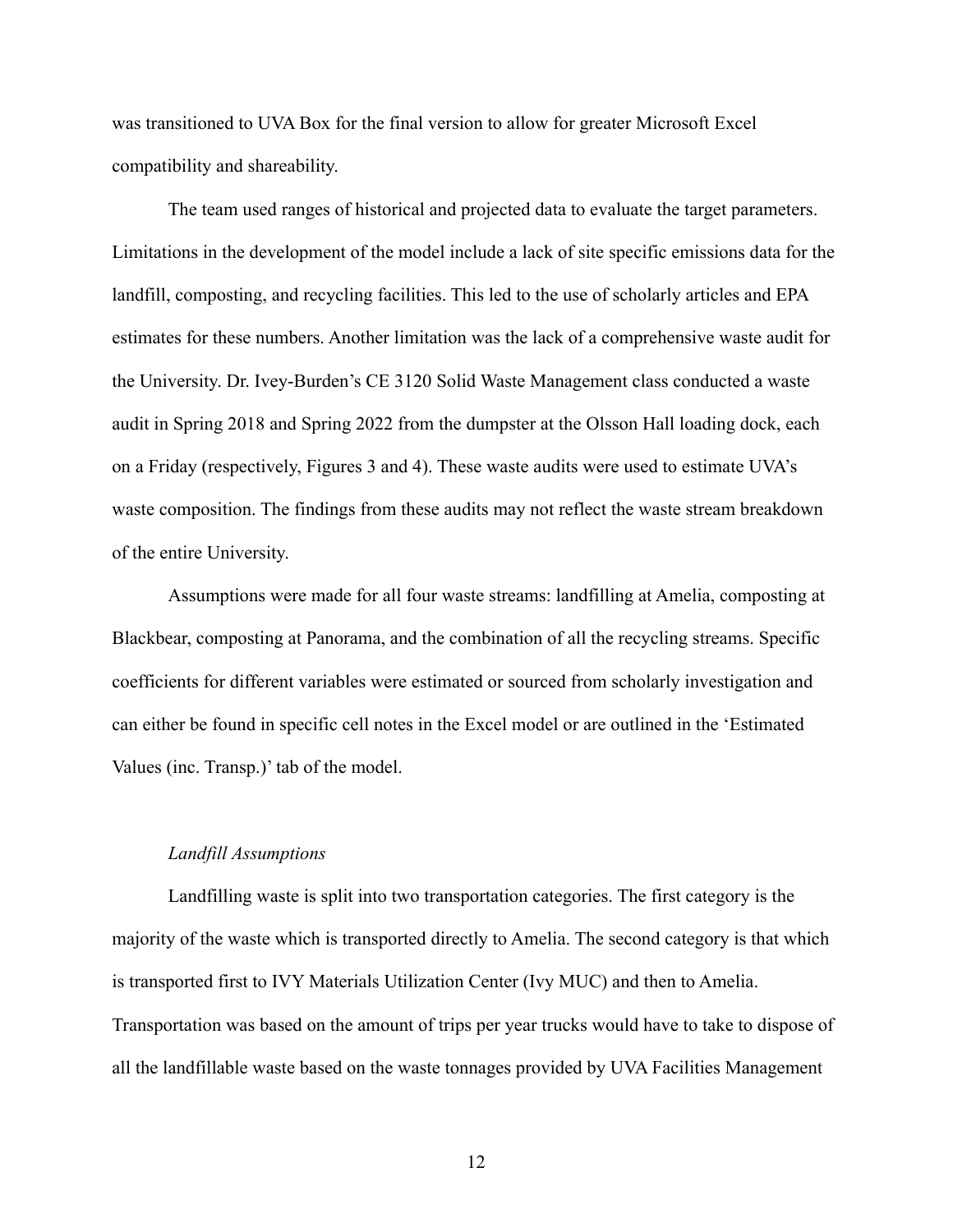was transitioned to UVA Box for the final version to allow for greater Microsoft Excel compatibility and shareability.

The team used ranges of historical and projected data to evaluate the target parameters. Limitations in the development of the model include a lack of site specific emissions data for the landfill, composting, and recycling facilities. This led to the use of scholarly articles and EPA estimates for these numbers. Another limitation was the lack of a comprehensive waste audit for the University. Dr. Ivey-Burden's CE 3120 Solid Waste Management class conducted a waste audit in Spring 2018 and Spring 2022 from the dumpster at the Olsson Hall loading dock, each on a Friday (respectively, Figures 3 and 4). These waste audits were used to estimate UVA's waste composition. The findings from these audits may not reflect the waste stream breakdown of the entire University.

Assumptions were made for all four waste streams: landfilling at Amelia, composting at Blackbear, composting at Panorama, and the combination of all the recycling streams. Specific coefficients for different variables were estimated or sourced from scholarly investigation and can either be found in specific cell notes in the Excel model or are outlined in the 'Estimated Values (inc. Transp.)' tab of the model.

*Landfill Assumptions*

Landfilling waste is split into two transportation categories. The first category is the majority of the waste which is transported directly to Amelia. The second category is that which is transported first to IVY Materials Utilization Center (Ivy MUC) and then to Amelia. Transportation was based on the amount of trips per year trucks would have to take to dispose of all the landfillable waste based on the waste tonnages provided by UVA Facilities Management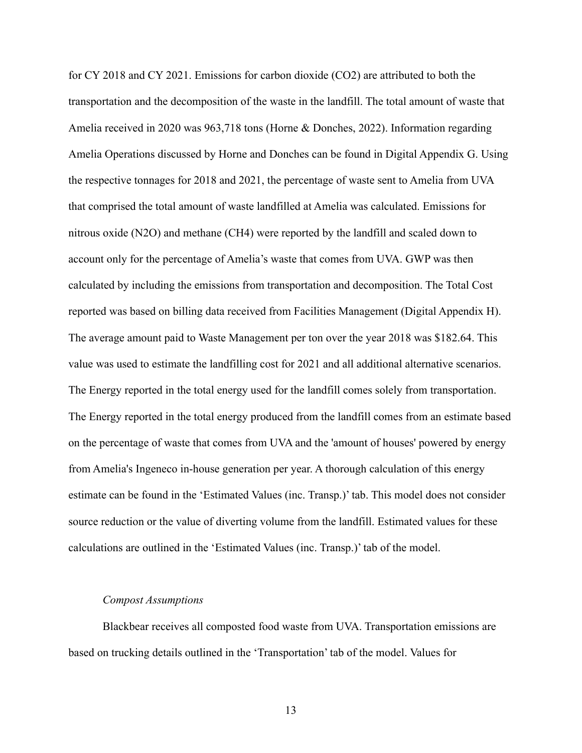for CY 2018 and CY 2021. Emissions for carbon dioxide ($CO_2$) are attributed to both the transportation and the decomposition of the waste in the landfill. The total amount of waste that Amelia received in 2020 was 963,718 tons (Horne & Donches, 2022). Information regarding Amelia Operations discussed by Horne and Donches can be found in Digital Appendix G. Using the respective tonnages for 2018 and 2021, the percentage of waste sent to Amelia from UVA that comprised the total amount of waste landfilled at Amelia was calculated. Emissions for nitrous oxide ($N_2O$) and methane ($CH_4$) were reported by the landfill and scaled down to account only for the percentage of Amelia's waste that comes from UVA. GWP was then calculated by including the emissions from transportation and decomposition. The Total Cost reported was based on billing data received from Facilities Management (Digital Appendix H). The average amount paid to Waste Management per ton over the year 2018 was $182.64. This value was used to estimate the landfilling cost for 2021 and all additional alternative scenarios. The Energy reported in the total energy used for the landfill comes solely from transportation. The Energy reported in the total energy produced from the landfill comes from an estimate based on the percentage of waste that comes from UVA and the 'amount of houses' powered by energy from Amelia's Ingeneco in-house generation per year. A thorough calculation of this energy estimate can be found in the 'Estimated Values (inc. Transp.)' tab. This model does not consider source reduction or the value of diverting volume from the landfill. Estimated values for these calculations are outlined in the 'Estimated Values (inc. Transp.)' tab of the model.

*Compost Assumptions*

Blackbear receives all composted food waste from UVA. Transportation emissions are based on trucking details outlined in the 'Transportation' tab of the model. Values for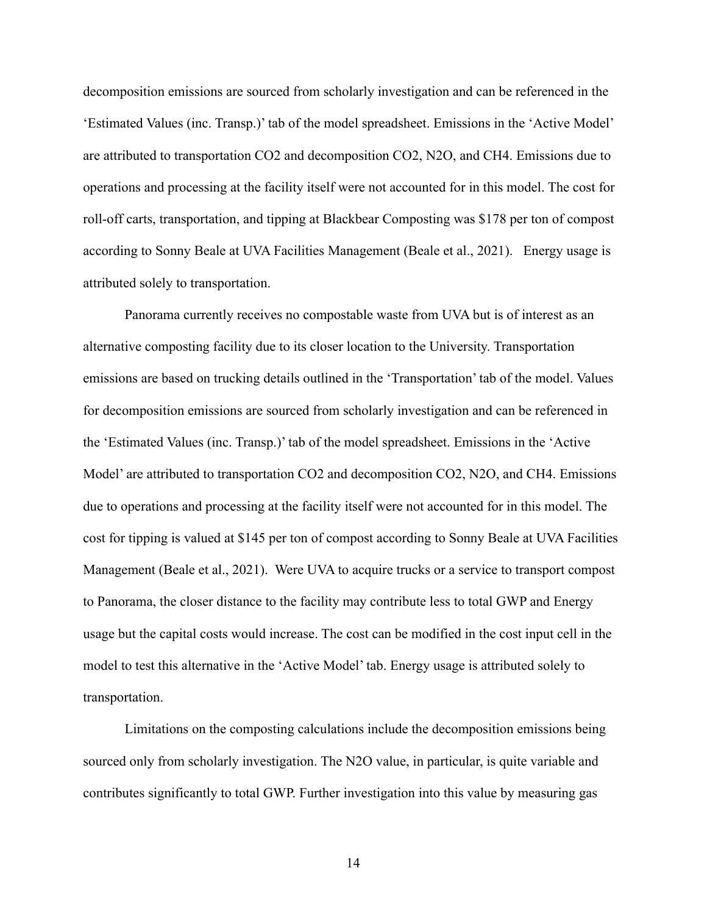decomposition emissions are sourced from scholarly investigation and can be referenced in the 'Estimated Values (inc. Transp.)' tab of the model spreadsheet. Emissions in the 'Active Model' are attributed to transportation $CO_2$ and decomposition $CO_2$, $N_2O$, and $CH_4$. Emissions due to operations and processing at the facility itself were not accounted for in this model. The cost for roll-off carts, transportation, and tipping at Blackbear Composting was $178 per ton of compost according to Sonny Beale at UVA Facilities Management (Beale et al., 2021). Energy usage is attributed solely to transportation.

Panorama currently receives no compostable waste from UVA but is of interest as an alternative composting facility due to its closer location to the University. Transportation emissions are based on trucking details outlined in the 'Transportation' tab of the model. Values for decomposition emissions are sourced from scholarly investigation and can be referenced in the 'Estimated Values (inc. Transp.)' tab of the model spreadsheet. Emissions in the 'Active Model' are attributed to transportation $CO_2$ and decomposition $CO_2$, $N_2O$, and $CH_4$. Emissions due to operations and processing at the facility itself were not accounted for in this model. The cost for tipping is valued at $145 per ton of compost according to Sonny Beale at UVA Facilities Management (Beale et al., 2021). Were UVA to acquire trucks or a service to transport compost to Panorama, the closer distance to the facility may contribute less to total GWP and Energy usage but the capital costs would increase. The cost can be modified in the cost input cell in the model to test this alternative in the 'Active Model' tab. Energy usage is attributed solely to transportation.

Limitations on the composting calculations include the decomposition emissions being sourced only from scholarly investigation. The $N_2O$ value, in particular, is quite variable and contributes significantly to total GWP. Further investigation into this value by measuring gas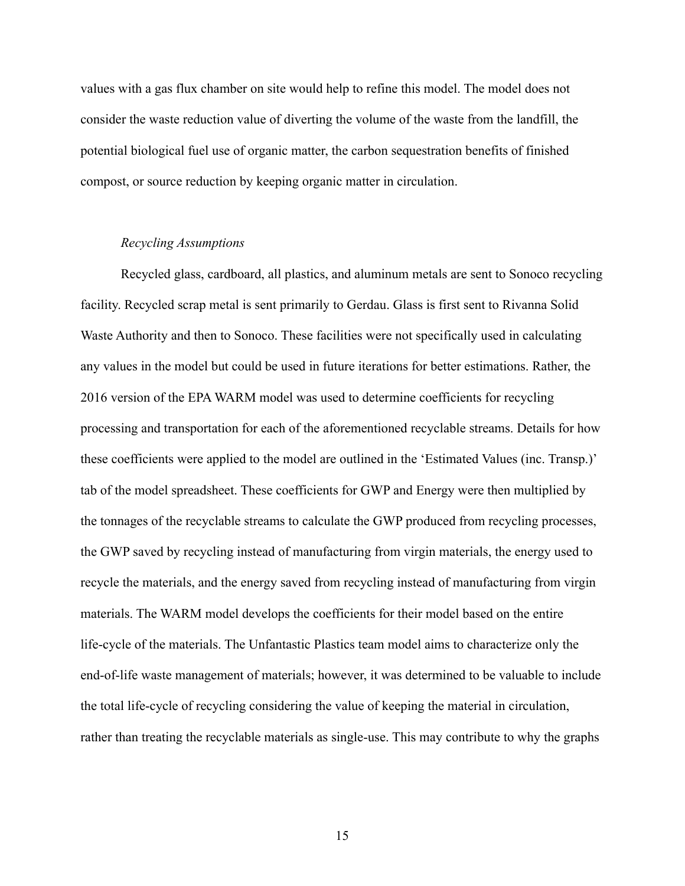values with a gas flux chamber on site would help to refine this model. The model does not consider the waste reduction value of diverting the volume of the waste from the landfill, the potential biological fuel use of organic matter, the carbon sequestration benefits of finished compost, or source reduction by keeping organic matter in circulation.

*Recycling Assumptions*

Recycled glass, cardboard, all plastics, and aluminum metals are sent to Sonoco recycling facility. Recycled scrap metal is sent primarily to Gerdau. Glass is first sent to Rivanna Solid Waste Authority and then to Sonoco. These facilities were not specifically used in calculating any values in the model but could be used in future iterations for better estimations. Rather, the 2016 version of the EPA WARM model was used to determine coefficients for recycling processing and transportation for each of the aforementioned recyclable streams. Details for how these coefficients were applied to the model are outlined in the 'Estimated Values (inc. Transp.)' tab of the model spreadsheet. These coefficients for GWP and Energy were then multiplied by the tonnages of the recyclable streams to calculate the GWP produced from recycling processes, the GWP saved by recycling instead of manufacturing from virgin materials, the energy used to recycle the materials, and the energy saved from recycling instead of manufacturing from virgin materials. The WARM model develops the coefficients for their model based on the entire life-cycle of the materials. The Unfantastic Plastics team model aims to characterize only the end-of-life waste management of materials; however, it was determined to be valuable to include the total life-cycle of recycling considering the value of keeping the material in circulation, rather than treating the recyclable materials as single-use. This may contribute to why the graphs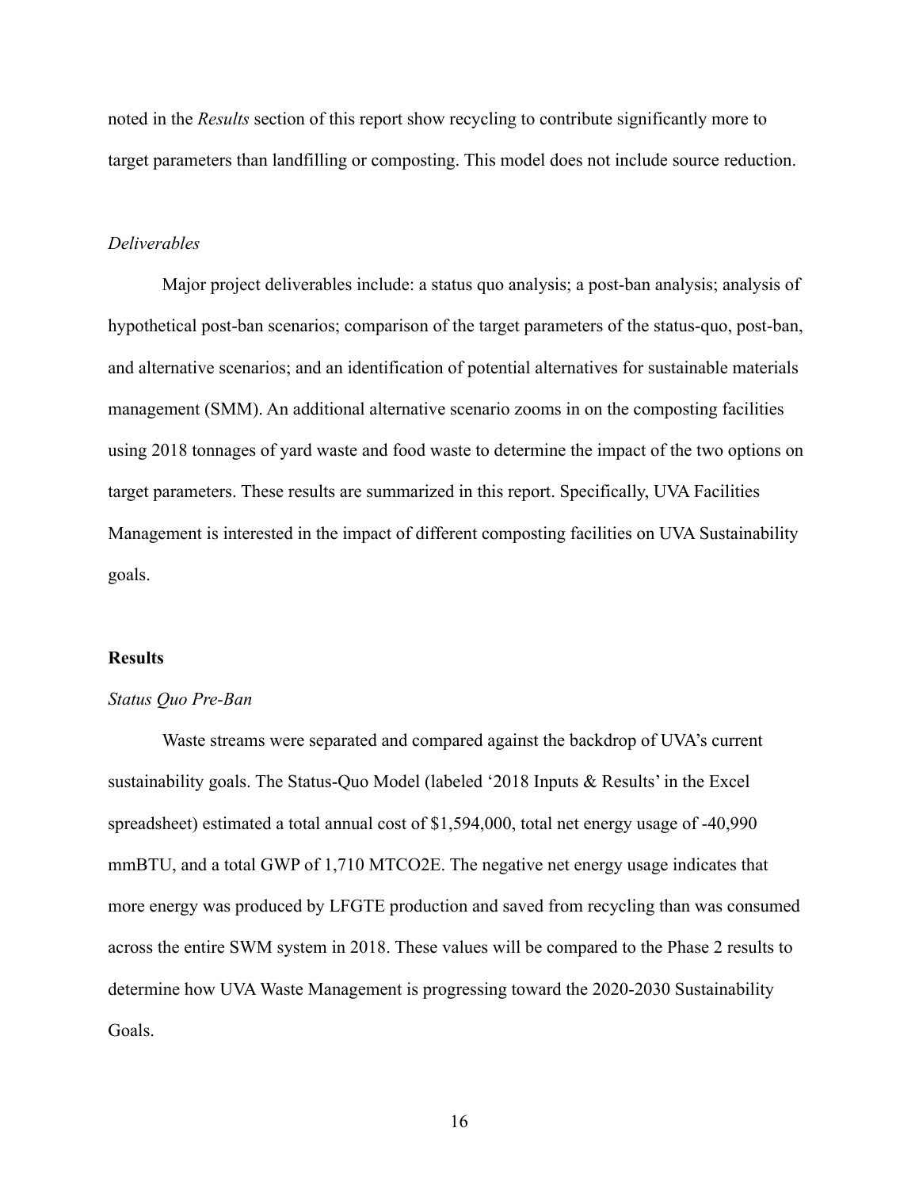noted in the *Results* section of this report show recycling to contribute significantly more to target parameters than landfilling or composting. This model does not include source reduction.

### *Deliverables*

Major project deliverables include: a status quo analysis; a post-ban analysis; analysis of hypothetical post-ban scenarios; comparison of the target parameters of the status-quo, post-ban, and alternative scenarios; and an identification of potential alternatives for sustainable materials management (SMM). An additional alternative scenario zooms in on the composting facilities using 2018 tonnages of yard waste and food waste to determine the impact of the two options on target parameters. These results are summarized in this report. Specifically, UVA Facilities Management is interested in the impact of different composting facilities on UVA Sustainability goals.

## **Results**

### *Status Quo Pre-Ban*

Waste streams were separated and compared against the backdrop of UVA's current sustainability goals. The Status-Quo Model (labeled '2018 Inputs & Results' in the Excel spreadsheet) estimated a total annual cost of $1,594,000, total net energy usage of -40,990 mmBTU, and a total GWP of 1,710 MTCO2E. The negative net energy usage indicates that more energy was produced by LFGTE production and saved from recycling than was consumed across the entire SWM system in 2018. These values will be compared to the Phase 2 results to determine how UVA Waste Management is progressing toward the 2020-2030 Sustainability Goals.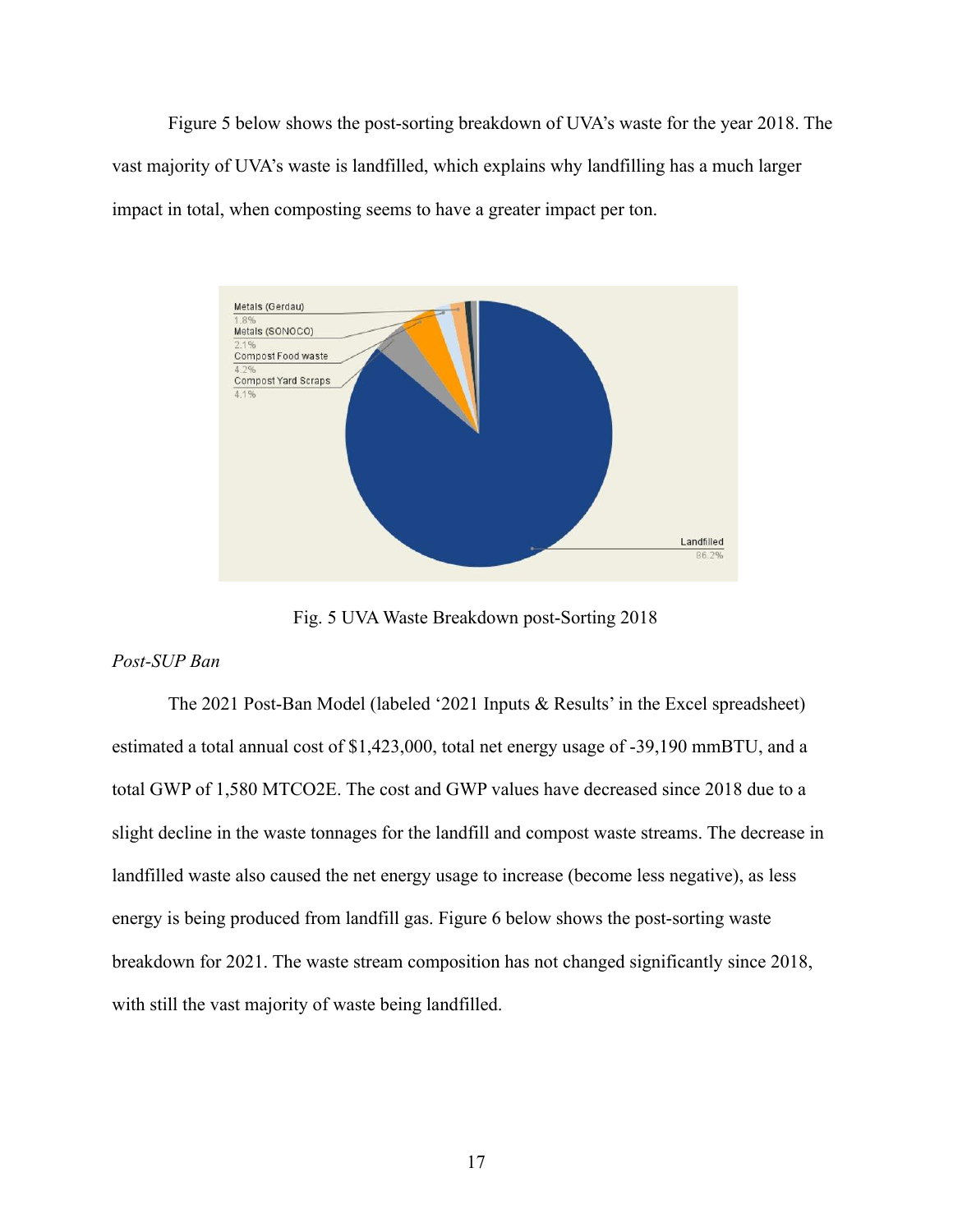Figure 5 below shows the post-sorting breakdown of UVA's waste for the year 2018. The vast majority of UVA's waste is landfilled, which explains why landfilling has a much larger impact in total, when composting seems to have a greater impact per ton.

Fig. 5 UVA Waste Breakdown post-Sorting 2018

*Post-SUP Ban*

The 2021 Post-Ban Model (labeled '2021 Inputs & Results' in the Excel spreadsheet) estimated a total annual cost of $1,423,000, total net energy usage of -39,190 mmBTU, and a total GWP of 1,580 MTCO2E. The cost and GWP values have decreased since 2018 due to a slight decline in the waste tonnages for the landfill and compost waste streams. The decrease in landfilled waste also caused the net energy usage to increase (become less negative), as less energy is being produced from landfill gas. Figure 6 below shows the post-sorting waste breakdown for 2021. The waste stream composition has not changed significantly since 2018, with still the vast majority of waste being landfilled.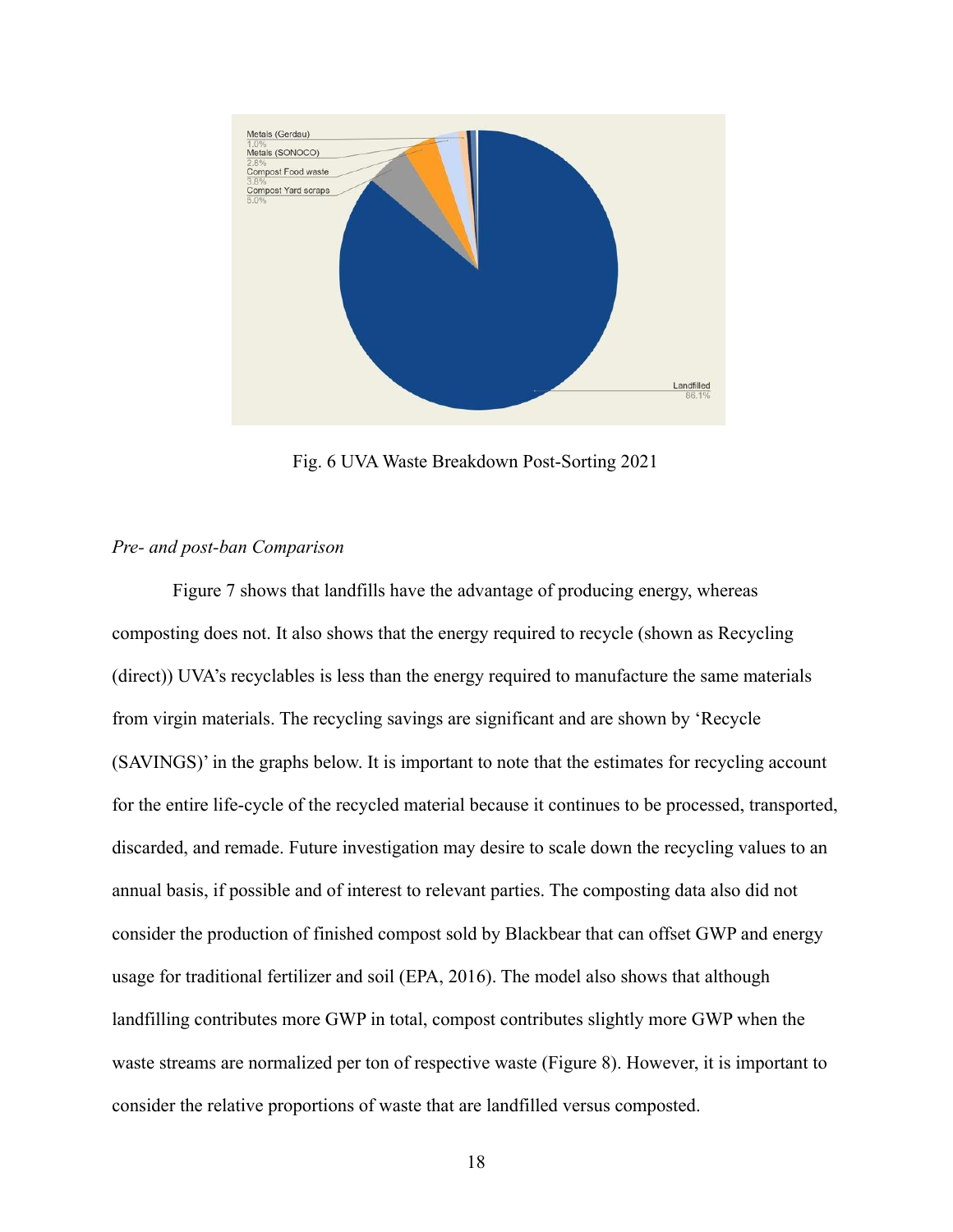Fig. 6 UVA Waste Breakdown Post-Sorting 2021

*Pre- and post-ban Comparison*

Figure 7 shows that landfills have the advantage of producing energy, whereas composting does not. It also shows that the energy required to recycle (shown as Recycling (direct)) UVA's recyclables is less than the energy required to manufacture the same materials from virgin materials. The recycling savings are significant and are shown by 'Recycle (SAVINGS)' in the graphs below. It is important to note that the estimates for recycling account for the entire life-cycle of the recycled material because it continues to be processed, transported, discarded, and remade. Future investigation may desire to scale down the recycling values to an annual basis, if possible and of interest to relevant parties. The composting data also did not consider the production of finished compost sold by Blackbear that can offset GWP and energy usage for traditional fertilizer and soil (EPA, 2016). The model also shows that although landfilling contributes more GWP in total, compost contributes slightly more GWP when the waste streams are normalized per ton of respective waste (Figure 8). However, it is important to consider the relative proportions of waste that are landfilled versus composted.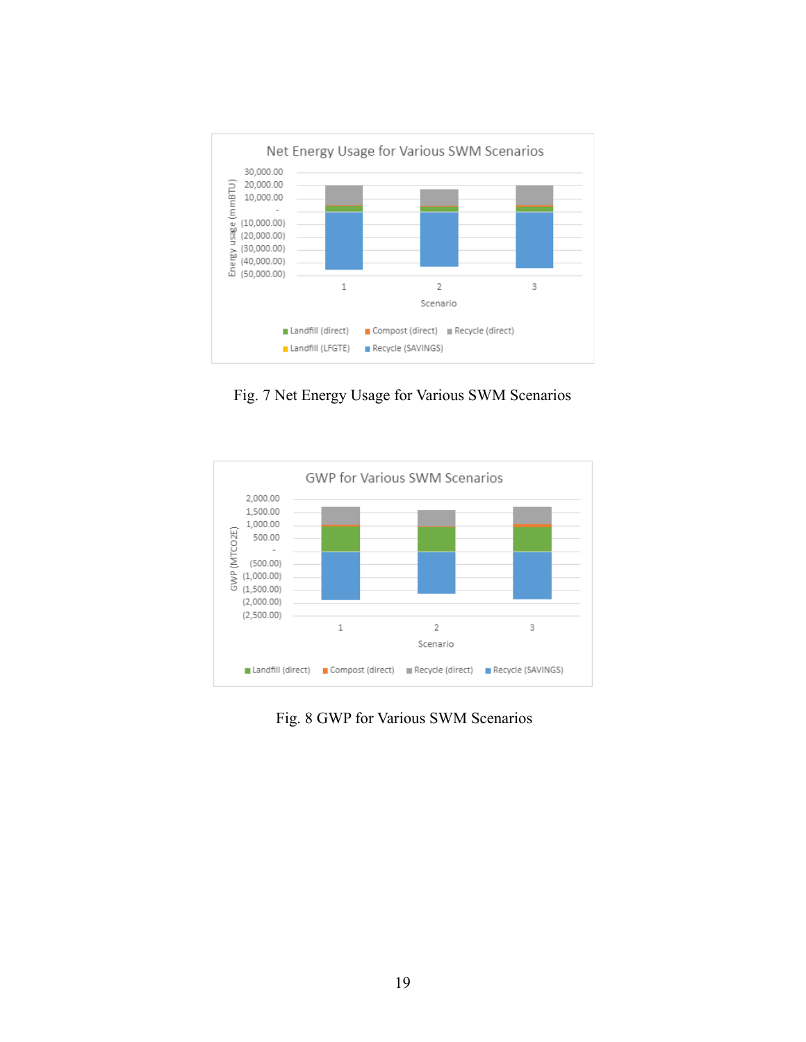Fig. 7 Net Energy Usage for Various SWM Scenarios

Fig. 8 GWP for Various SWM Scenarios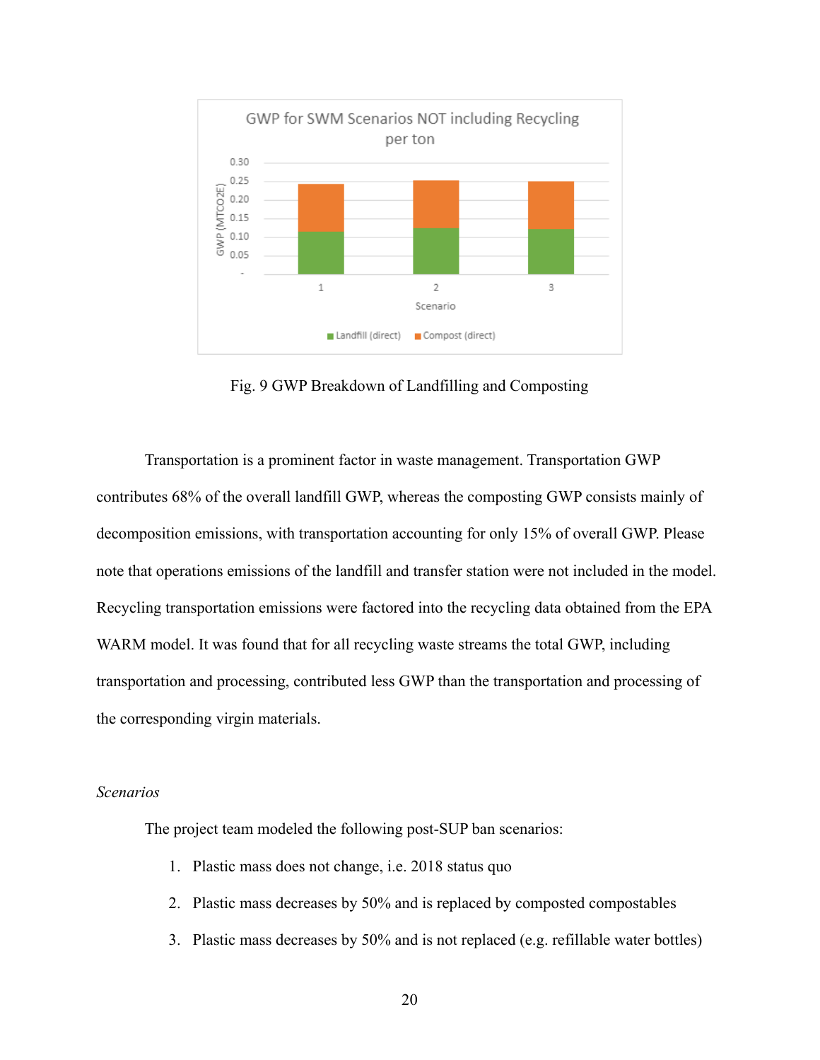Fig. 9 GWP Breakdown of Landfilling and Composting

Transportation is a prominent factor in waste management. Transportation GWP contributes 68% of the overall landfill GWP, whereas the composting GWP consists mainly of decomposition emissions, with transportation accounting for only 15% of overall GWP. Please note that operations emissions of the landfill and transfer station were not included in the model. Recycling transportation emissions were factored into the recycling data obtained from the EPA WARM model. It was found that for all recycling waste streams the total GWP, including transportation and processing, contributed less GWP than the transportation and processing of the corresponding virgin materials.

*Scenarios*

The project team modeled the following post-SUP ban scenarios:

1. Plastic mass does not change, i.e. 2018 status quo
2. Plastic mass decreases by 50% and is replaced by composted compostables
3. Plastic mass decreases by 50% and is not replaced (e.g. refillable water bottles)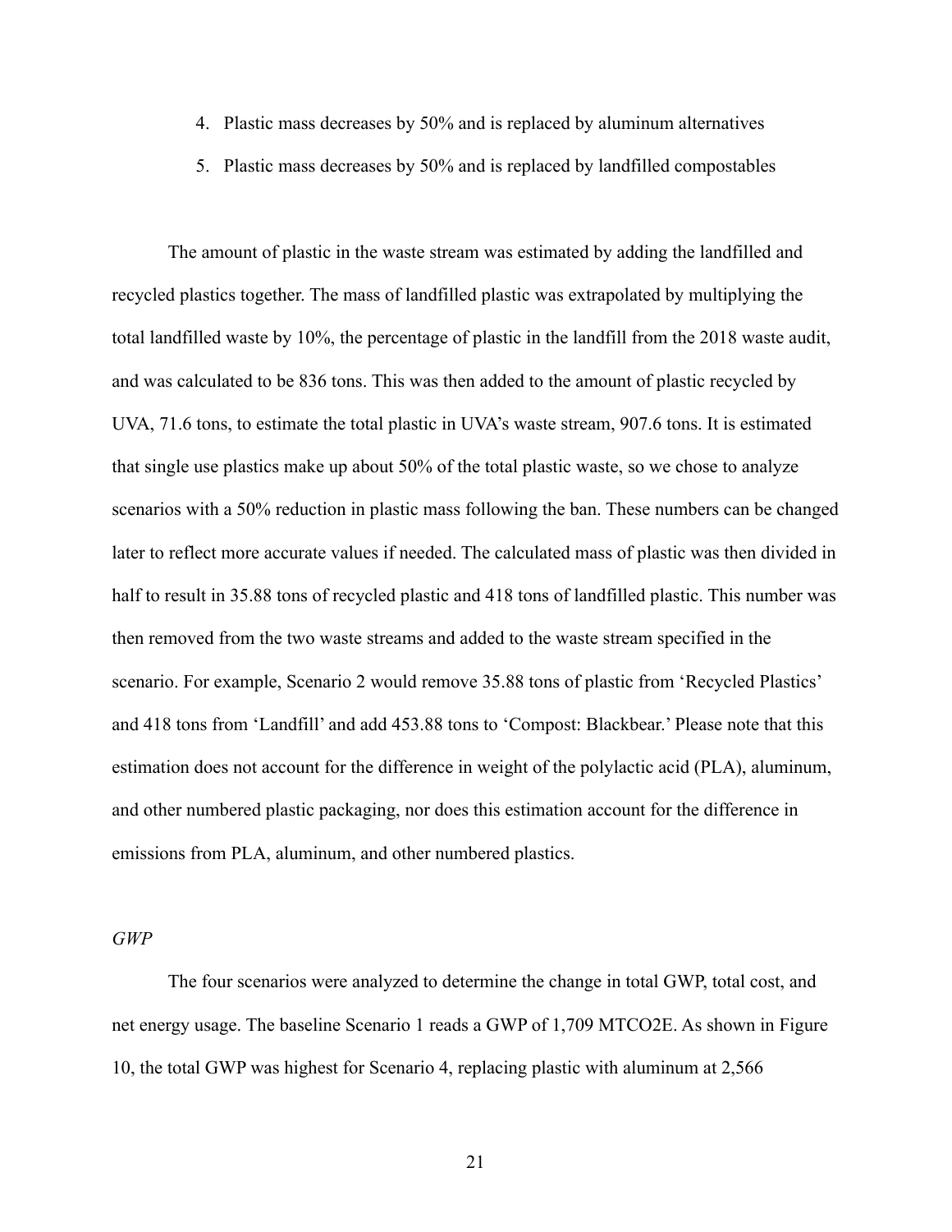4. Plastic mass decreases by 50% and is replaced by aluminum alternatives
5. Plastic mass decreases by 50% and is replaced by landfilled compostables

The amount of plastic in the waste stream was estimated by adding the landfilled and recycled plastics together. The mass of landfilled plastic was extrapolated by multiplying the total landfilled waste by 10%, the percentage of plastic in the landfill from the 2018 waste audit, and was calculated to be 836 tons. This was then added to the amount of plastic recycled by UVA, 71.6 tons, to estimate the total plastic in UVA's waste stream, 907.6 tons. It is estimated that single use plastics make up about 50% of the total plastic waste, so we chose to analyze scenarios with a 50% reduction in plastic mass following the ban. These numbers can be changed later to reflect more accurate values if needed. The calculated mass of plastic was then divided in half to result in 35.88 tons of recycled plastic and 418 tons of landfilled plastic. This number was then removed from the two waste streams and added to the waste stream specified in the scenario. For example, Scenario 2 would remove 35.88 tons of plastic from 'Recycled Plastics' and 418 tons from 'Landfill' and add 453.88 tons to 'Compost: Blackbear.' Please note that this estimation does not account for the difference in weight of the polylactic acid (PLA), aluminum, and other numbered plastic packaging, nor does this estimation account for the difference in emissions from PLA, aluminum, and other numbered plastics.

*GWP*

The four scenarios were analyzed to determine the change in total GWP, total cost, and net energy usage. The baseline Scenario 1 reads a GWP of 1,709 MTCO2E. As shown in Figure 10, the total GWP was highest for Scenario 4, replacing plastic with aluminum at 2,566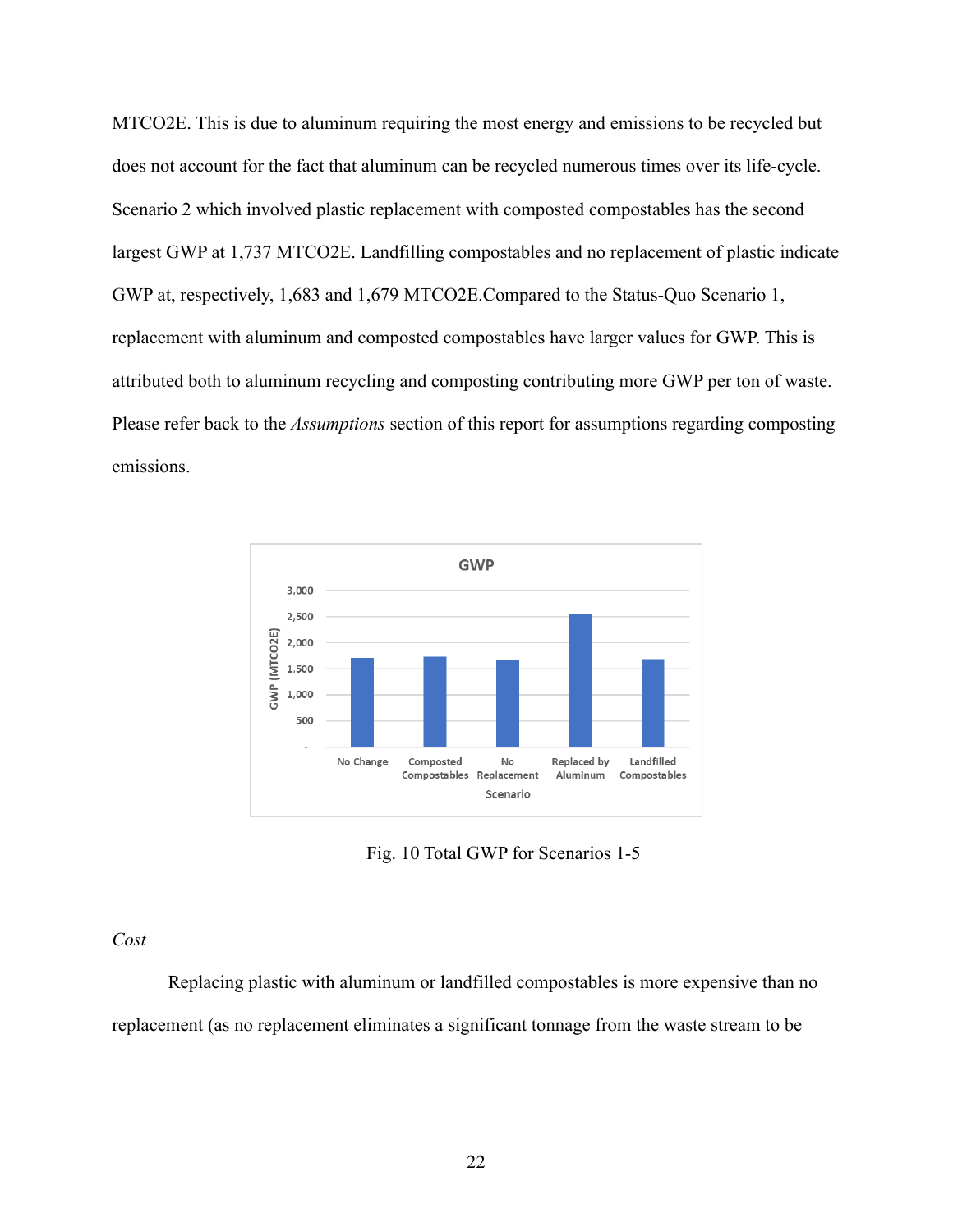MTCO2E. This is due to aluminum requiring the most energy and emissions to be recycled but does not account for the fact that aluminum can be recycled numerous times over its life-cycle. Scenario 2 which involved plastic replacement with composted compostables has the second largest GWP at 1,737 MTCO2E. Landfilling compostables and no replacement of plastic indicate GWP at, respectively, 1,683 and 1,679 MTCO2E.Compared to the Status-Quo Scenario 1, replacement with aluminum and composted compostables have larger values for GWP. This is attributed both to aluminum recycling and composting contributing more GWP per ton of waste. Please refer back to the *Assumptions* section of this report for assumptions regarding composting emissions.

Fig. 10 Total GWP for Scenarios 1-5

*Cost*

Replacing plastic with aluminum or landfilled compostables is more expensive than no replacement (as no replacement eliminates a significant tonnage from the waste stream to be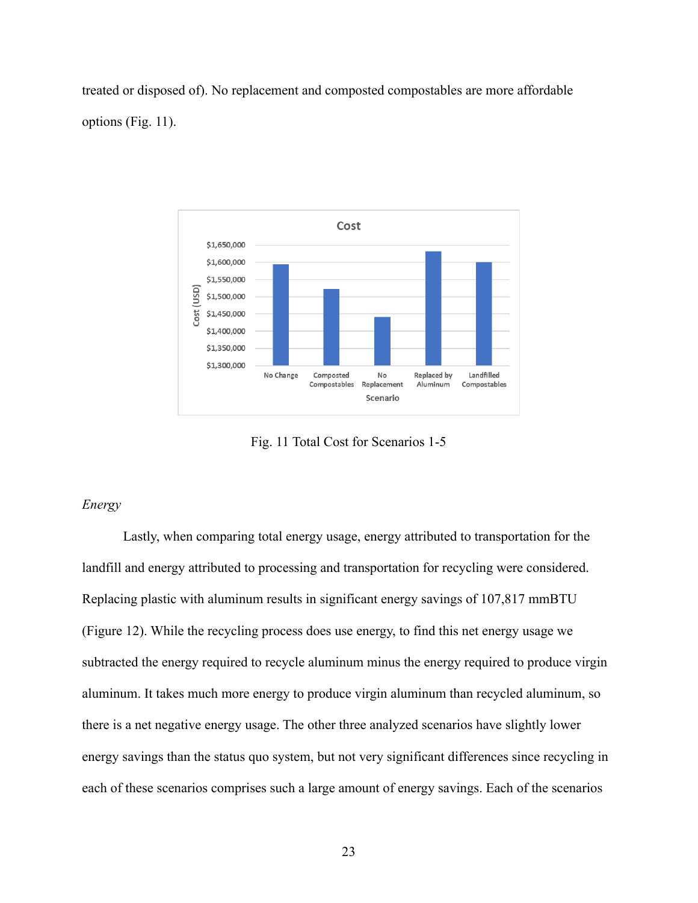treated or disposed of). No replacement and composted compostables are more affordable options (Fig. 11).

Fig. 11 Total Cost for Scenarios 1-5

*Energy*

Lastly, when comparing total energy usage, energy attributed to transportation for the landfill and energy attributed to processing and transportation for recycling were considered. Replacing plastic with aluminum results in significant energy savings of 107,817 mmBTU (Figure 12). While the recycling process does use energy, to find this net energy usage we subtracted the energy required to recycle aluminum minus the energy required to produce virgin aluminum. It takes much more energy to produce virgin aluminum than recycled aluminum, so there is a net negative energy usage. The other three analyzed scenarios have slightly lower energy savings than the status quo system, but not very significant differences since recycling in each of these scenarios comprises such a large amount of energy savings. Each of the scenarios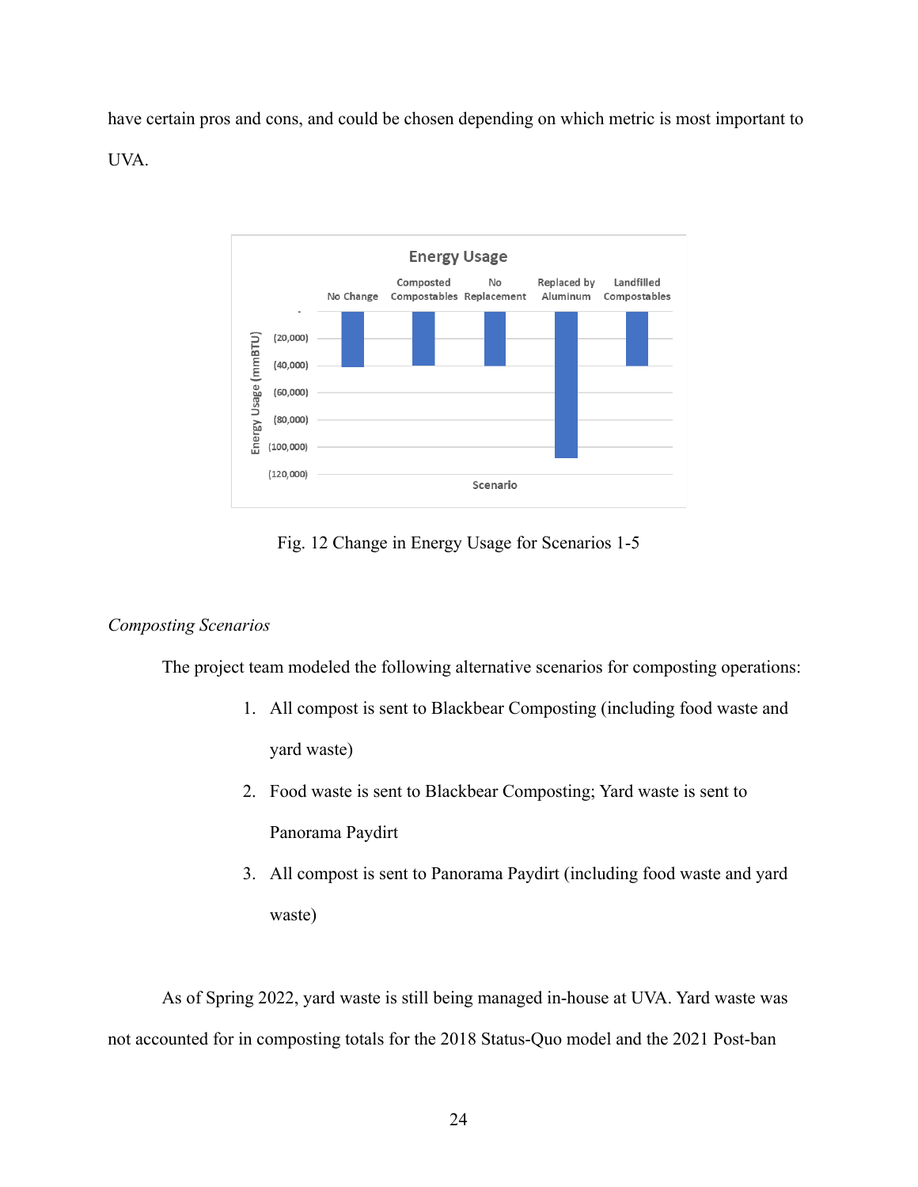have certain pros and cons, and could be chosen depending on which metric is most important to UVA.

Fig. 12 Change in Energy Usage for Scenarios 1-5

*Composting Scenarios*

The project team modeled the following alternative scenarios for composting operations:

1. All compost is sent to Blackbear Composting (including food waste and yard waste)
2. Food waste is sent to Blackbear Composting; Yard waste is sent to Panorama Paydirt
3. All compost is sent to Panorama Paydirt (including food waste and yard waste)

As of Spring 2022, yard waste is still being managed in-house at UVA. Yard waste was not accounted for in composting totals for the 2018 Status-Quo model and the 2021 Post-ban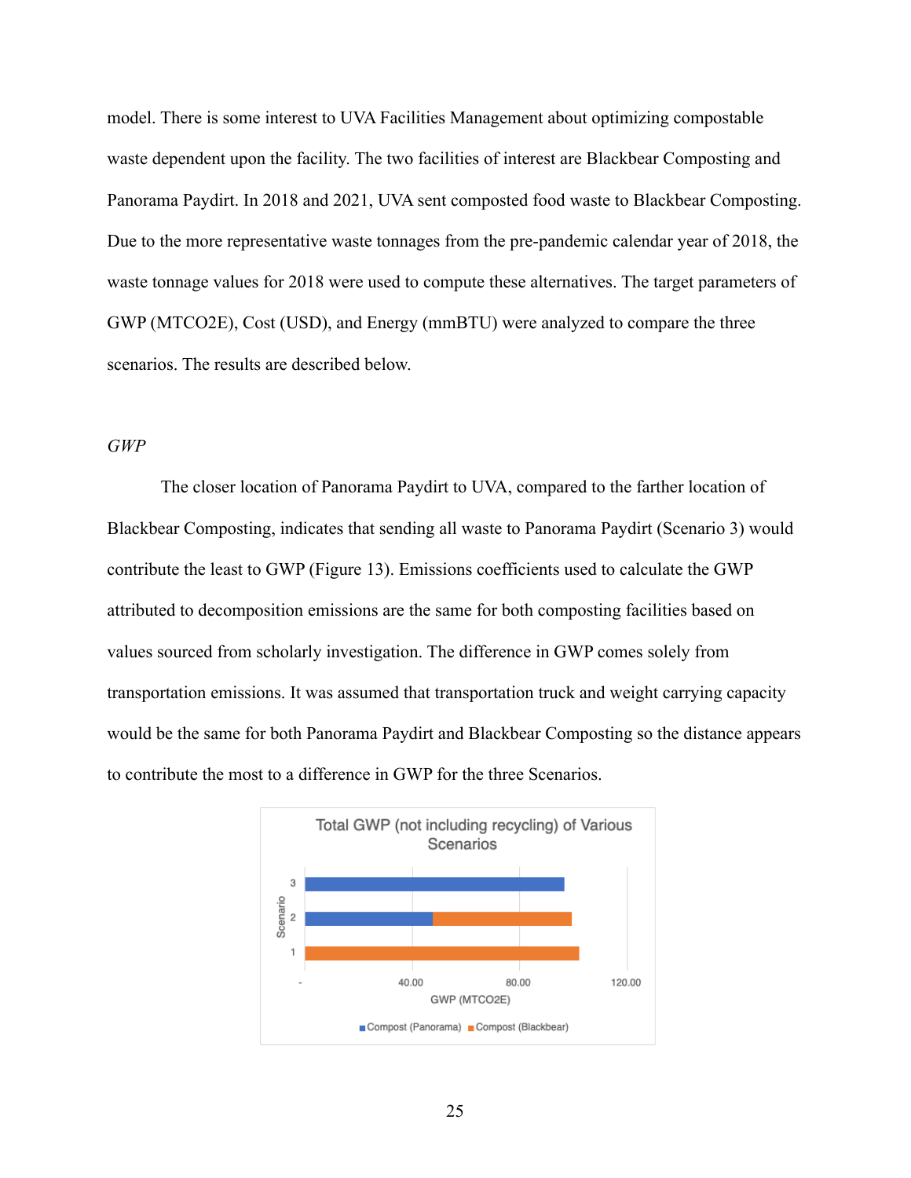model. There is some interest to UVA Facilities Management about optimizing compostable waste dependent upon the facility. The two facilities of interest are Blackbear Composting and Panorama Paydirt. In 2018 and 2021, UVA sent composted food waste to Blackbear Composting. Due to the more representative waste tonnages from the pre-pandemic calendar year of 2018, the waste tonnage values for 2018 were used to compute these alternatives. The target parameters of GWP (MTCO2E), Cost (USD), and Energy (mmBTU) were analyzed to compare the three scenarios. The results are described below.

*GWP*

The closer location of Panorama Paydirt to UVA, compared to the farther location of Blackbear Composting, indicates that sending all waste to Panorama Paydirt (Scenario 3) would contribute the least to GWP (Figure 13). Emissions coefficients used to calculate the GWP attributed to decomposition emissions are the same for both composting facilities based on values sourced from scholarly investigation. The difference in GWP comes solely from transportation emissions. It was assumed that transportation truck and weight carrying capacity would be the same for both Panorama Paydirt and Blackbear Composting so the distance appears to contribute the most to a difference in GWP for the three Scenarios.

Total GWP (not including recycling) of Various Scenarios

Scenario: 1, 2, 3

GWP (MTCO2E): -, 40.00, 80.00, 120.00

Compost (Panorama) | Compost (Blackbear)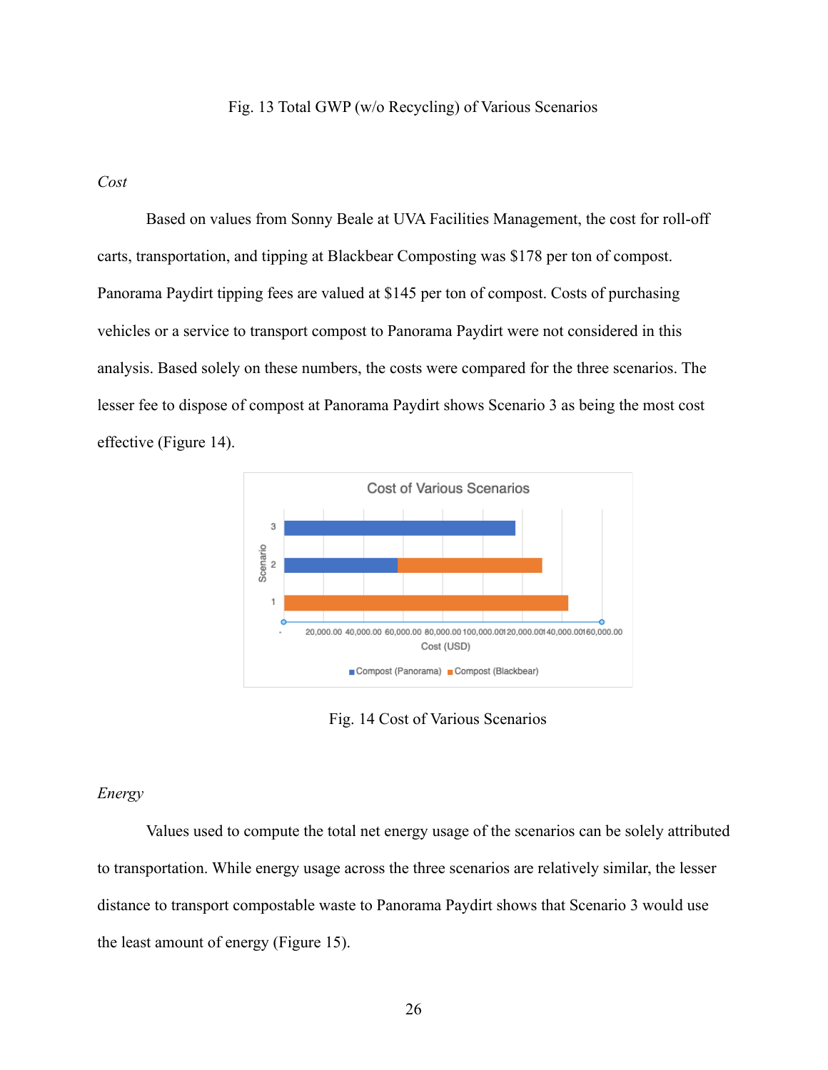Fig. 13 Total GWP (w/o Recycling) of Various Scenarios

*Cost*

Based on values from Sonny Beale at UVA Facilities Management, the cost for roll-off carts, transportation, and tipping at Blackbear Composting was $178 per ton of compost. Panorama Paydirt tipping fees are valued at $145 per ton of compost. Costs of purchasing vehicles or a service to transport compost to Panorama Paydirt were not considered in this analysis. Based solely on these numbers, the costs were compared for the three scenarios. The lesser fee to dispose of compost at Panorama Paydirt shows Scenario 3 as being the most cost effective (Figure 14).

Fig. 14 Cost of Various Scenarios

*Energy*

Values used to compute the total net energy usage of the scenarios can be solely attributed to transportation. While energy usage across the three scenarios are relatively similar, the lesser distance to transport compostable waste to Panorama Paydirt shows that Scenario 3 would use the least amount of energy (Figure 15).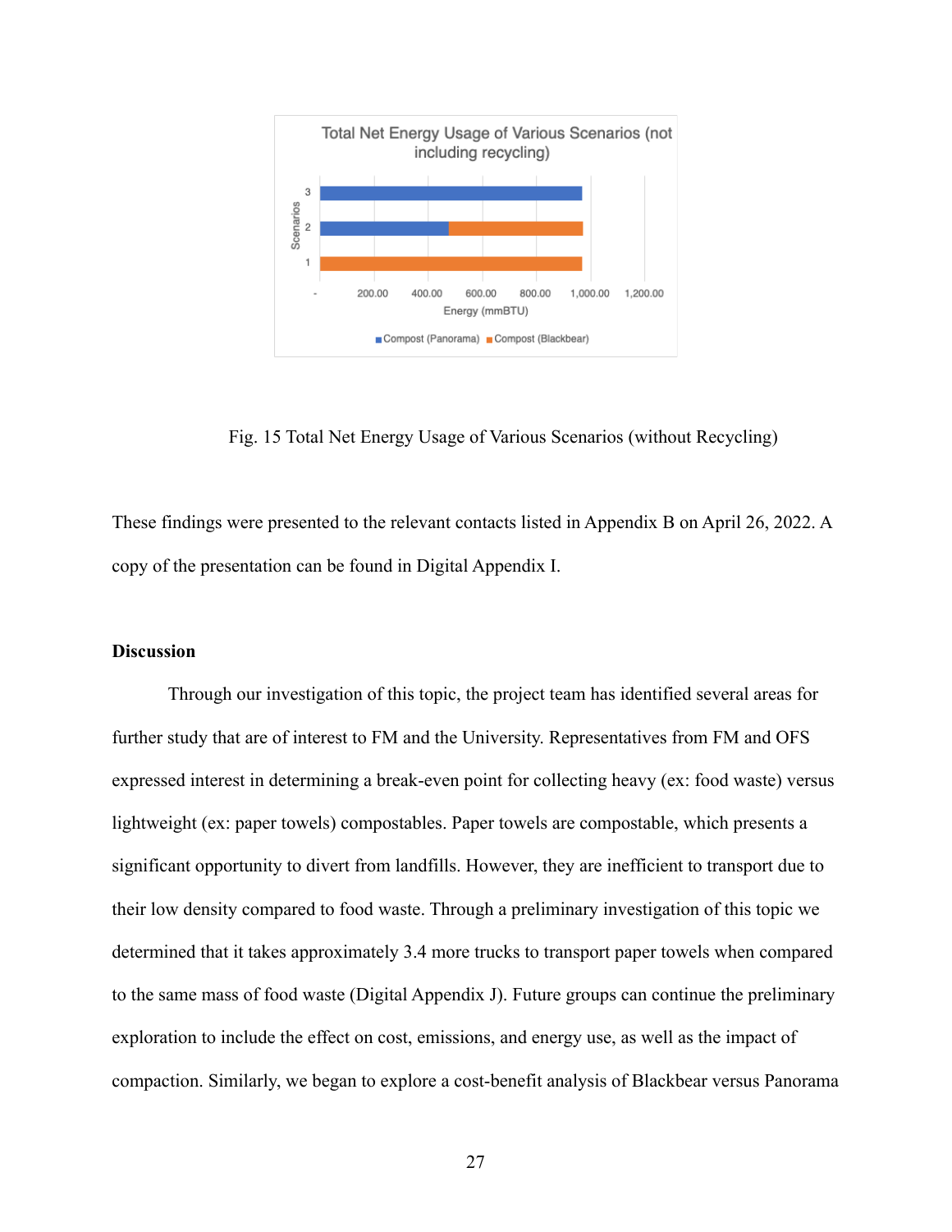Fig. 15 Total Net Energy Usage of Various Scenarios (without Recycling)

These findings were presented to the relevant contacts listed in Appendix B on April 26, 2022. A copy of the presentation can be found in Digital Appendix I.

**Discussion**

Through our investigation of this topic, the project team has identified several areas for further study that are of interest to FM and the University. Representatives from FM and OFS expressed interest in determining a break-even point for collecting heavy (ex: food waste) versus lightweight (ex: paper towels) compostables. Paper towels are compostable, which presents a significant opportunity to divert from landfills. However, they are inefficient to transport due to their low density compared to food waste. Through a preliminary investigation of this topic we determined that it takes approximately 3.4 more trucks to transport paper towels when compared to the same mass of food waste (Digital Appendix J). Future groups can continue the preliminary exploration to include the effect on cost, emissions, and energy use, as well as the impact of compaction. Similarly, we began to explore a cost-benefit analysis of Blackbear versus Panorama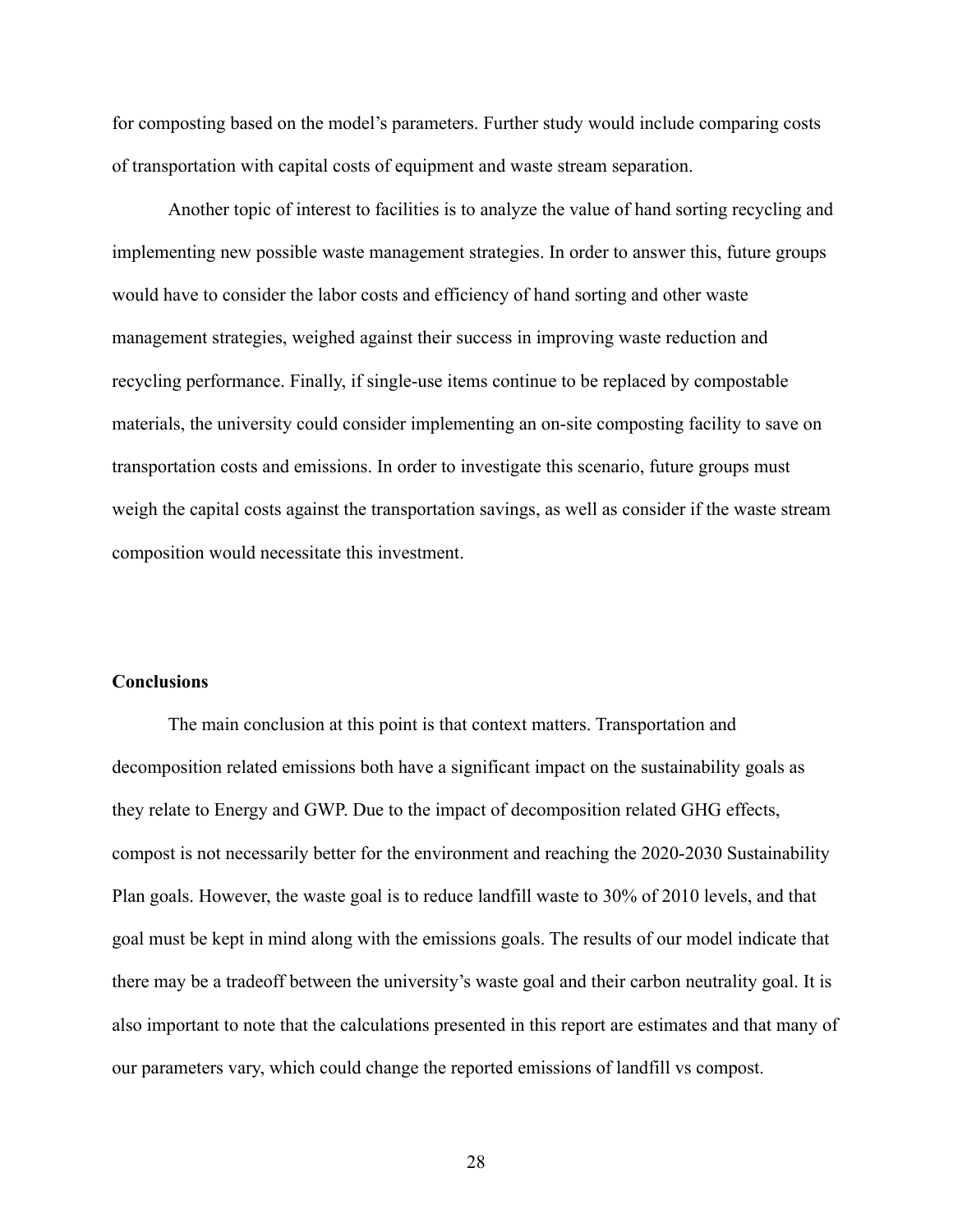for composting based on the model's parameters. Further study would include comparing costs of transportation with capital costs of equipment and waste stream separation.

Another topic of interest to facilities is to analyze the value of hand sorting recycling and implementing new possible waste management strategies. In order to answer this, future groups would have to consider the labor costs and efficiency of hand sorting and other waste management strategies, weighed against their success in improving waste reduction and recycling performance. Finally, if single-use items continue to be replaced by compostable materials, the university could consider implementing an on-site composting facility to save on transportation costs and emissions. In order to investigate this scenario, future groups must weigh the capital costs against the transportation savings, as well as consider if the waste stream composition would necessitate this investment.

**Conclusions**

The main conclusion at this point is that context matters. Transportation and decomposition related emissions both have a significant impact on the sustainability goals as they relate to Energy and GWP. Due to the impact of decomposition related GHG effects, compost is not necessarily better for the environment and reaching the 2020-2030 Sustainability Plan goals. However, the waste goal is to reduce landfill waste to 30% of 2010 levels, and that goal must be kept in mind along with the emissions goals. The results of our model indicate that there may be a tradeoff between the university's waste goal and their carbon neutrality goal. It is also important to note that the calculations presented in this report are estimates and that many of our parameters vary, which could change the reported emissions of landfill vs compost.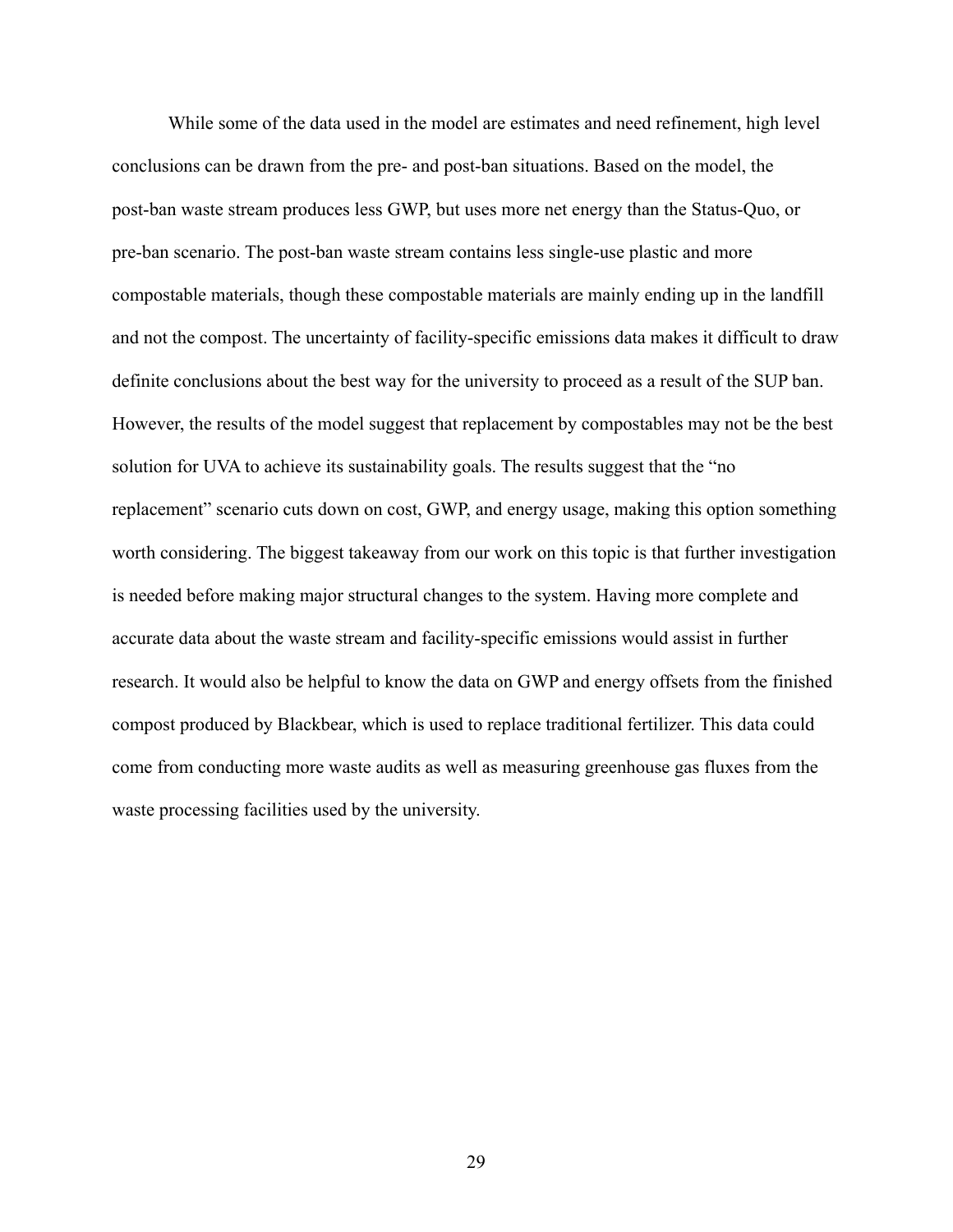While some of the data used in the model are estimates and need refinement, high level conclusions can be drawn from the pre- and post-ban situations. Based on the model, the post-ban waste stream produces less GWP, but uses more net energy than the Status-Quo, or pre-ban scenario. The post-ban waste stream contains less single-use plastic and more compostable materials, though these compostable materials are mainly ending up in the landfill and not the compost. The uncertainty of facility-specific emissions data makes it difficult to draw definite conclusions about the best way for the university to proceed as a result of the SUP ban. However, the results of the model suggest that replacement by compostables may not be the best solution for UVA to achieve its sustainability goals. The results suggest that the "no replacement" scenario cuts down on cost, GWP, and energy usage, making this option something worth considering. The biggest takeaway from our work on this topic is that further investigation is needed before making major structural changes to the system. Having more complete and accurate data about the waste stream and facility-specific emissions would assist in further research. It would also be helpful to know the data on GWP and energy offsets from the finished compost produced by Blackbear, which is used to replace traditional fertilizer. This data could come from conducting more waste audits as well as measuring greenhouse gas fluxes from the waste processing facilities used by the university.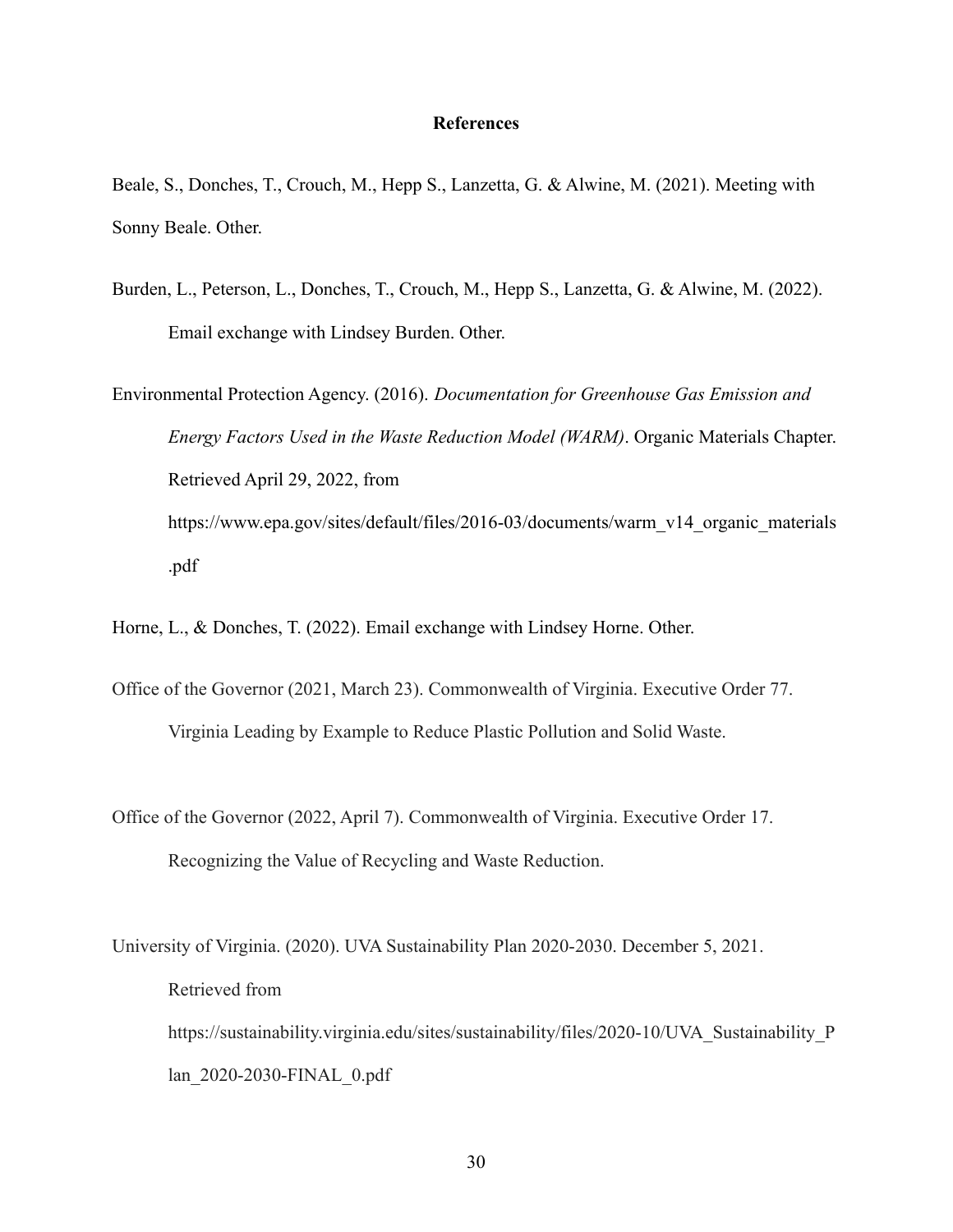## References

Beale, S., Donches, T., Crouch, M., Hepp S., Lanzetta, G. & Alwine, M. (2021). Meeting with Sonny Beale. Other.

Burden, L., Peterson, L., Donches, T., Crouch, M., Hepp S., Lanzetta, G. & Alwine, M. (2022). Email exchange with Lindsey Burden. Other.

Environmental Protection Agency. (2016). *Documentation for Greenhouse Gas Emission and Energy Factors Used in the Waste Reduction Model (WARM)*. Organic Materials Chapter. Retrieved April 29, 2022, from https://www.epa.gov/sites/default/files/2016-03/documents/warm_v14_organic_materials.pdf

Horne, L., & Donches, T. (2022). Email exchange with Lindsey Horne. Other.

Office of the Governor (2021, March 23). Commonwealth of Virginia. Executive Order 77. Virginia Leading by Example to Reduce Plastic Pollution and Solid Waste.

Office of the Governor (2022, April 7). Commonwealth of Virginia. Executive Order 17. Recognizing the Value of Recycling and Waste Reduction.

University of Virginia. (2020). UVA Sustainability Plan 2020-2030. December 5, 2021. Retrieved from https://sustainability.virginia.edu/sites/sustainability/files/2020-10/UVA_Sustainability_Plan_2020-2030-FINAL_0.pdf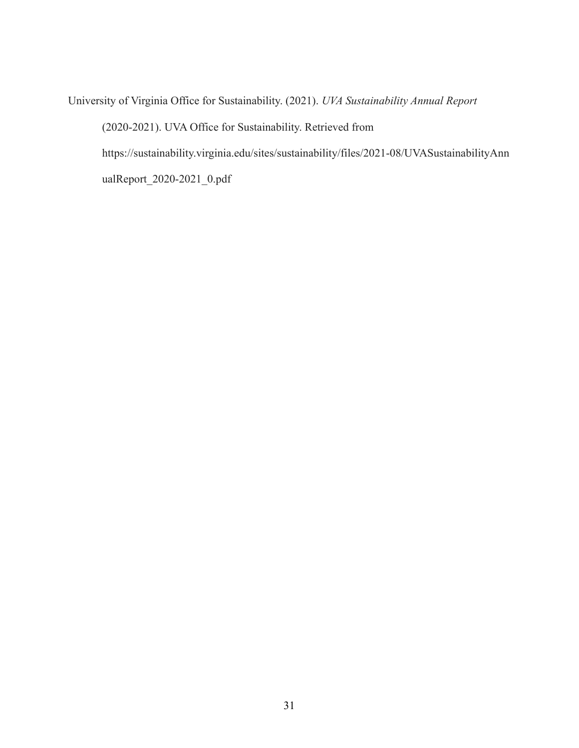University of Virginia Office for Sustainability. (2021). *UVA Sustainability Annual Report* (2020-2021). UVA Office for Sustainability. Retrieved from https://sustainability.virginia.edu/sites/sustainability/files/2021-08/UVASustainabilityAnnualReport_2020-2021_0.pdf